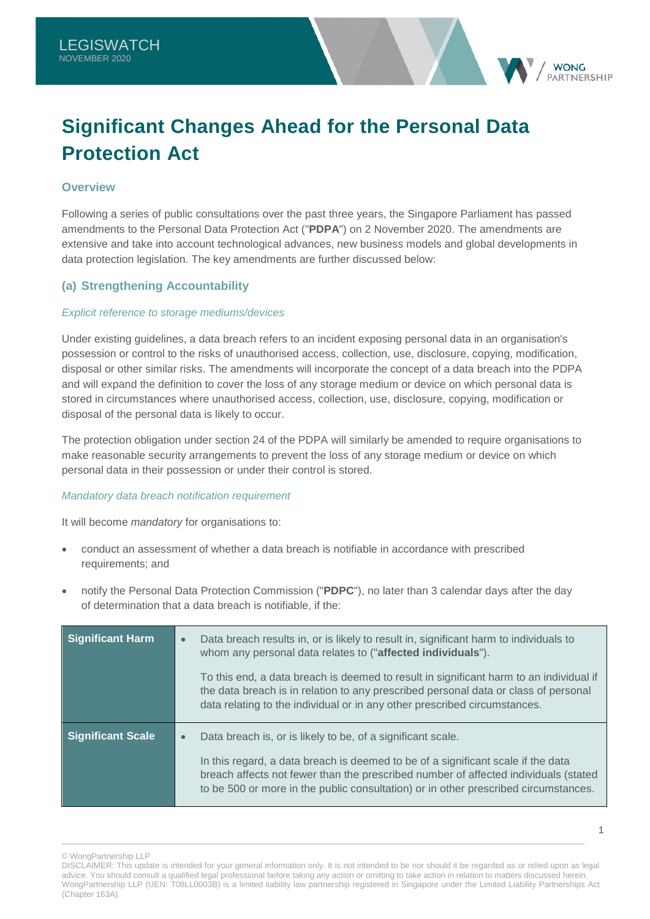LEGISWATCH
NOVEMBER 2020

# Significant Changes Ahead for the Personal Data Protection Act

## Overview

Following a series of public consultations over the past three years, the Singapore Parliament has passed amendments to the Personal Data Protection Act ("**PDPA**") on 2 November 2020. The amendments are extensive and take into account technological advances, new business models and global developments in data protection legislation. The key amendments are further discussed below:

## (a) Strengthening Accountability

### *Explicit reference to storage mediums/devices*

Under existing guidelines, a data breach refers to an incident exposing personal data in an organisation's possession or control to the risks of unauthorised access, collection, use, disclosure, copying, modification, disposal or other similar risks. The amendments will incorporate the concept of a data breach into the PDPA and will expand the definition to cover the loss of any storage medium or device on which personal data is stored in circumstances where unauthorised access, collection, use, disclosure, copying, modification or disposal of the personal data is likely to occur.

The protection obligation under section 24 of the PDPA will similarly be amended to require organisations to make reasonable security arrangements to prevent the loss of any storage medium or device on which personal data in their possession or under their control is stored.

### *Mandatory data breach notification requirement*

It will become *mandatory* for organisations to:

- conduct an assessment of whether a data breach is notifiable in accordance with prescribed requirements; and
- notify the Personal Data Protection Commission ("**PDPC**"), no later than 3 calendar days after the day of determination that a data breach is notifiable, if the:

| | |
|---|---|
| **Significant Harm** | • Data breach results in, or is likely to result in, significant harm to individuals to whom any personal data relates to ("**affected individuals**").<br><br>To this end, a data breach is deemed to result in significant harm to an individual if the data breach is in relation to any prescribed personal data or class of personal data relating to the individual or in any other prescribed circumstances. |
| **Significant Scale** | • Data breach is, or is likely to be, of a significant scale.<br><br>In this regard, a data breach is deemed to be of a significant scale if the data breach affects not fewer than the prescribed number of affected individuals (stated to be 500 or more in the public consultation) or in other prescribed circumstances. |

© WongPartnership LLP
DISCLAIMER: This update is intended for your general information only. It is not intended to be nor should it be regarded as or relied upon as legal advice. You should consult a qualified legal professional before taking any action or omitting to take action in relation to matters discussed herein. WongPartnership LLP (UEN: T08LL0003B) is a limited liability law partnership registered in Singapore under the Limited Liability Partnerships Act (Chapter 163A).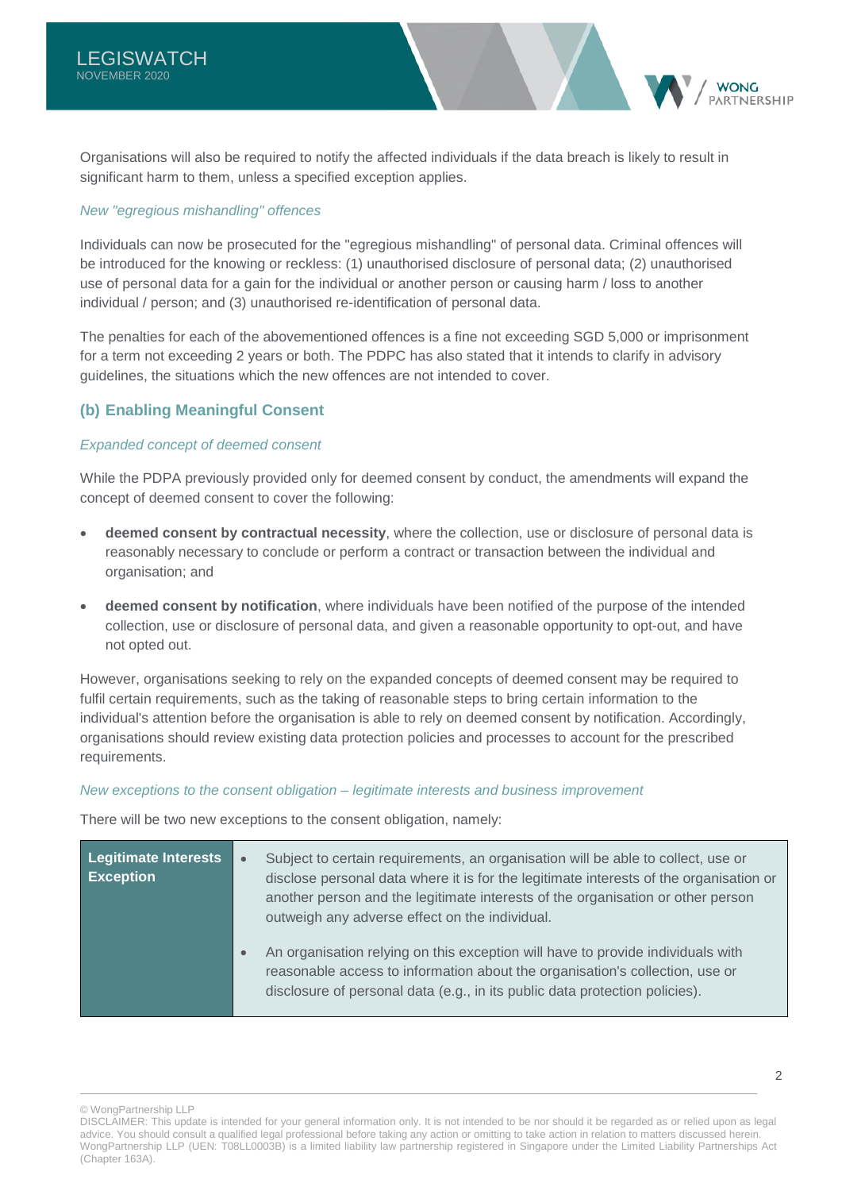Organisations will also be required to notify the affected individuals if the data breach is likely to result in significant harm to them, unless a specified exception applies.

*New "egregious mishandling" offences*

Individuals can now be prosecuted for the "egregious mishandling" of personal data. Criminal offences will be introduced for the knowing or reckless: (1) unauthorised disclosure of personal data; (2) unauthorised use of personal data for a gain for the individual or another person or causing harm / loss to another individual / person; and (3) unauthorised re-identification of personal data.

The penalties for each of the abovementioned offences is a fine not exceeding SGD 5,000 or imprisonment for a term not exceeding 2 years or both. The PDPC has also stated that it intends to clarify in advisory guidelines, the situations which the new offences are not intended to cover.

### (b) Enabling Meaningful Consent

*Expanded concept of deemed consent*

While the PDPA previously provided only for deemed consent by conduct, the amendments will expand the concept of deemed consent to cover the following:

- **deemed consent by contractual necessity**, where the collection, use or disclosure of personal data is reasonably necessary to conclude or perform a contract or transaction between the individual and organisation; and
- **deemed consent by notification**, where individuals have been notified of the purpose of the intended collection, use or disclosure of personal data, and given a reasonable opportunity to opt-out, and have not opted out.

However, organisations seeking to rely on the expanded concepts of deemed consent may be required to fulfil certain requirements, such as the taking of reasonable steps to bring certain information to the individual's attention before the organisation is able to rely on deemed consent by notification. Accordingly, organisations should review existing data protection policies and processes to account for the prescribed requirements.

*New exceptions to the consent obligation – legitimate interests and business improvement*

There will be two new exceptions to the consent obligation, namely:

| | |
|---|---|
| **Legitimate Interests Exception** | • Subject to certain requirements, an organisation will be able to collect, use or disclose personal data where it is for the legitimate interests of the organisation or another person and the legitimate interests of the organisation or other person outweigh any adverse effect on the individual.<br>• An organisation relying on this exception will have to provide individuals with reasonable access to information about the organisation's collection, use or disclosure of personal data (e.g., in its public data protection policies). |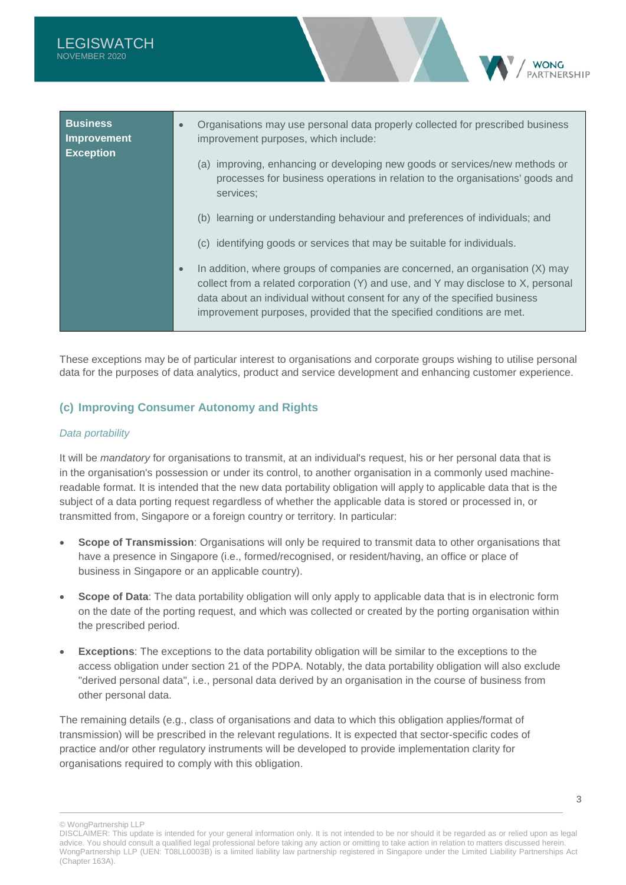| Business Improvement Exception | • Organisations may use personal data properly collected for prescribed business improvement purposes, which include:<br>(a) improving, enhancing or developing new goods or services/new methods or processes for business operations in relation to the organisations' goods and services;<br>(b) learning or understanding behaviour and preferences of individuals; and<br>(c) identifying goods or services that may be suitable for individuals.<br>• In addition, where groups of companies are concerned, an organisation (X) may collect from a related corporation (Y) and use, and Y may disclose to X, personal data about an individual without consent for any of the specified business improvement purposes, provided that the specified conditions are met. |
|---|---|

These exceptions may be of particular interest to organisations and corporate groups wishing to utilise personal data for the purposes of data analytics, product and service development and enhancing customer experience.

### (c) Improving Consumer Autonomy and Rights

*Data portability*

It will be *mandatory* for organisations to transmit, at an individual's request, his or her personal data that is in the organisation's possession or under its control, to another organisation in a commonly used machine-readable format. It is intended that the new data portability obligation will apply to applicable data that is the subject of a data porting request regardless of whether the applicable data is stored or processed in, or transmitted from, Singapore or a foreign country or territory. In particular:

- **Scope of Transmission**: Organisations will only be required to transmit data to other organisations that have a presence in Singapore (i.e., formed/recognised, or resident/having, an office or place of business in Singapore or an applicable country).
- **Scope of Data**: The data portability obligation will only apply to applicable data that is in electronic form on the date of the porting request, and which was collected or created by the porting organisation within the prescribed period.
- **Exceptions**: The exceptions to the data portability obligation will be similar to the exceptions to the access obligation under section 21 of the PDPA. Notably, the data portability obligation will also exclude "derived personal data", i.e., personal data derived by an organisation in the course of business from other personal data.

The remaining details (e.g., class of organisations and data to which this obligation applies/format of transmission) will be prescribed in the relevant regulations. It is expected that sector-specific codes of practice and/or other regulatory instruments will be developed to provide implementation clarity for organisations required to comply with this obligation.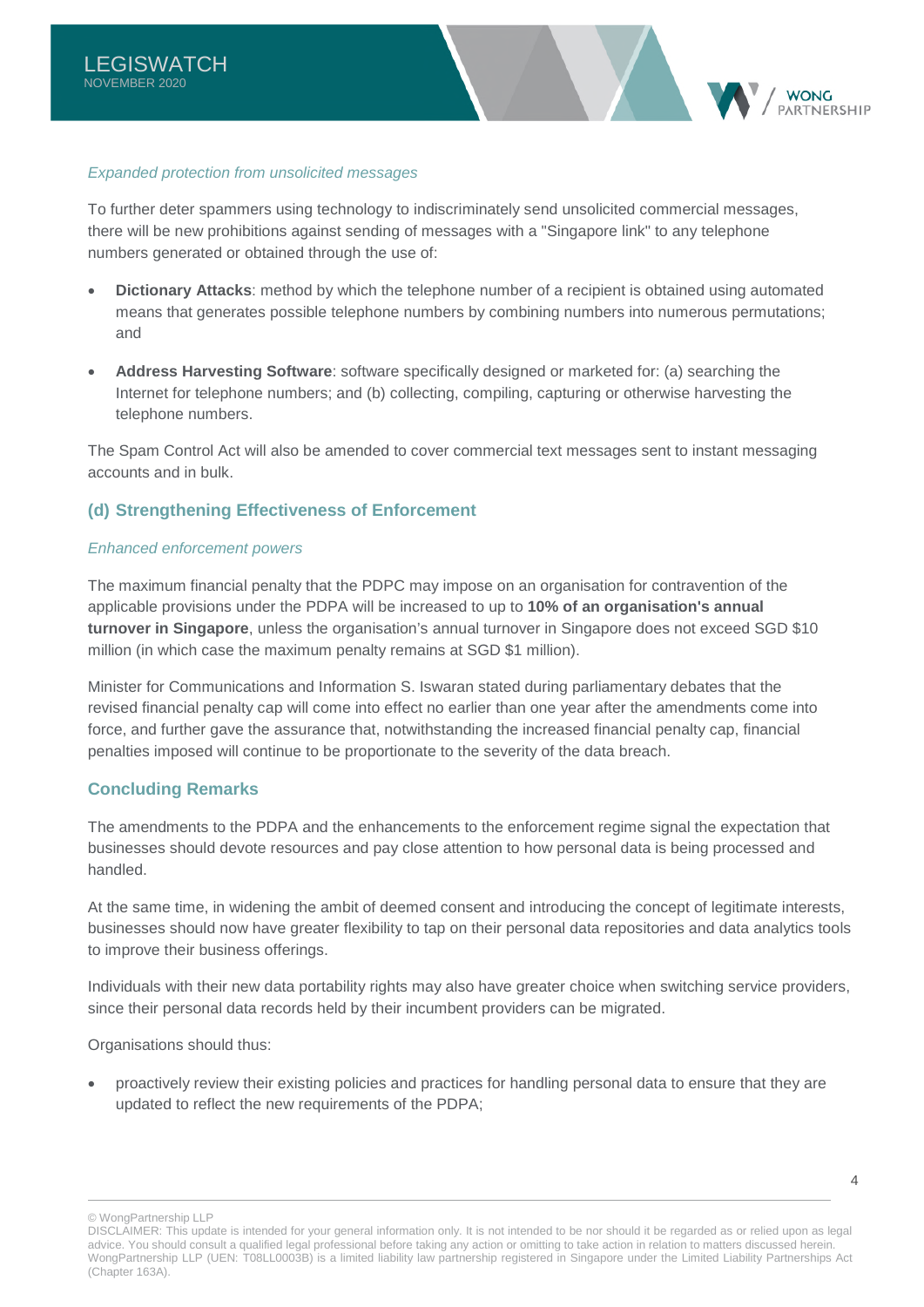*Expanded protection from unsolicited messages*

To further deter spammers using technology to indiscriminately send unsolicited commercial messages, there will be new prohibitions against sending of messages with a "Singapore link" to any telephone numbers generated or obtained through the use of:

- **Dictionary Attacks**: method by which the telephone number of a recipient is obtained using automated means that generates possible telephone numbers by combining numbers into numerous permutations; and
- **Address Harvesting Software**: software specifically designed or marketed for: (a) searching the Internet for telephone numbers; and (b) collecting, compiling, capturing or otherwise harvesting the telephone numbers.

The Spam Control Act will also be amended to cover commercial text messages sent to instant messaging accounts and in bulk.

### (d) Strengthening Effectiveness of Enforcement

*Enhanced enforcement powers*

The maximum financial penalty that the PDPC may impose on an organisation for contravention of the applicable provisions under the PDPA will be increased to up to **10% of an organisation's annual turnover in Singapore**, unless the organisation's annual turnover in Singapore does not exceed SGD $10 million (in which case the maximum penalty remains at SGD $1 million).

Minister for Communications and Information S. Iswaran stated during parliamentary debates that the revised financial penalty cap will come into effect no earlier than one year after the amendments come into force, and further gave the assurance that, notwithstanding the increased financial penalty cap, financial penalties imposed will continue to be proportionate to the severity of the data breach.

### Concluding Remarks

The amendments to the PDPA and the enhancements to the enforcement regime signal the expectation that businesses should devote resources and pay close attention to how personal data is being processed and handled.

At the same time, in widening the ambit of deemed consent and introducing the concept of legitimate interests, businesses should now have greater flexibility to tap on their personal data repositories and data analytics tools to improve their business offerings.

Individuals with their new data portability rights may also have greater choice when switching service providers, since their personal data records held by their incumbent providers can be migrated.

Organisations should thus:

- proactively review their existing policies and practices for handling personal data to ensure that they are updated to reflect the new requirements of the PDPA;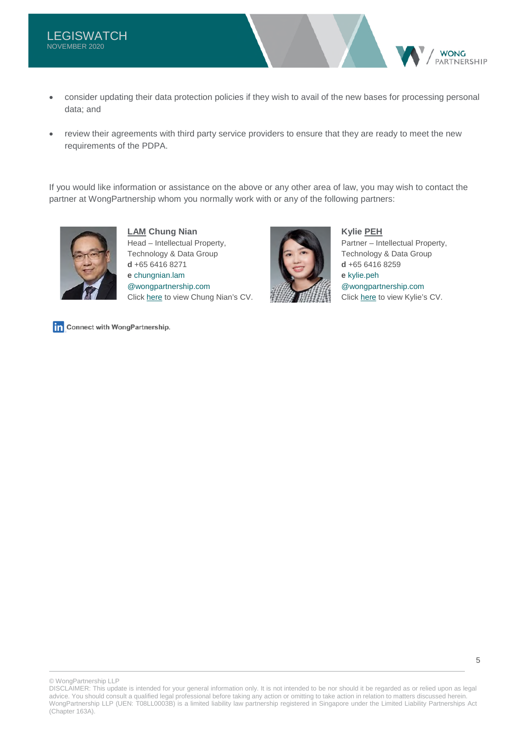- consider updating their data protection policies if they wish to avail of the new bases for processing personal data; and
- review their agreements with third party service providers to ensure that they are ready to meet the new requirements of the PDPA.

If you would like information or assistance on the above or any other area of law, you may wish to contact the partner at WongPartnership whom you normally work with or any of the following partners:

**LAM Chung Nian**
Head – Intellectual Property, Technology & Data Group
**d** +65 6416 8271
**e** chungnian.lam@wongpartnership.com
Click here to view Chung Nian's CV.

**Kylie PEH**
Partner – Intellectual Property, Technology & Data Group
**d** +65 6416 8259
**e** kylie.peh@wongpartnership.com
Click here to view Kylie's CV.

Connect with WongPartnership.

© WongPartnership LLP
DISCLAIMER: This update is intended for your general information only. It is not intended to be nor should it be regarded as or relied upon as legal advice. You should consult a qualified legal professional before taking any action or omitting to take action in relation to matters discussed herein. WongPartnership LLP (UEN: T08LL0003B) is a limited liability law partnership registered in Singapore under the Limited Liability Partnerships Act (Chapter 163A).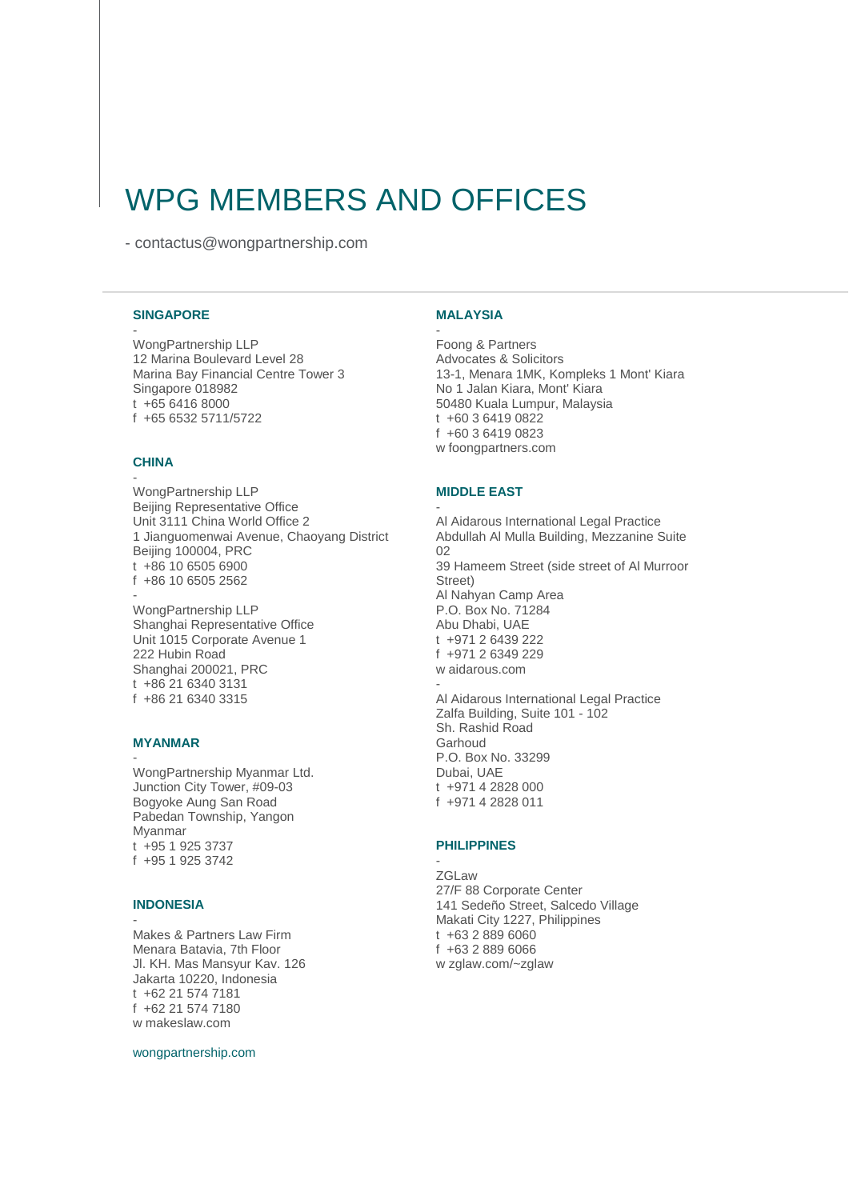# WPG MEMBERS AND OFFICES

- contactus@wongpartnership.com

### SINGAPORE

-

WongPartnership LLP
12 Marina Boulevard Level 28
Marina Bay Financial Centre Tower 3
Singapore 018982
t +65 6416 8000
f +65 6532 5711/5722

### CHINA

-

WongPartnership LLP
Beijing Representative Office
Unit 3111 China World Office 2
1 Jianguomenwai Avenue, Chaoyang District
Beijing 100004, PRC
t +86 10 6505 6900
f +86 10 6505 2562

-

WongPartnership LLP
Shanghai Representative Office
Unit 1015 Corporate Avenue 1
222 Hubin Road
Shanghai 200021, PRC
t +86 21 6340 3131
f +86 21 6340 3315

### MYANMAR

-

WongPartnership Myanmar Ltd.
Junction City Tower, #09-03
Bogyoke Aung San Road
Pabedan Township, Yangon
Myanmar
t +95 1 925 3737
f +95 1 925 3742

### INDONESIA

-

Makes & Partners Law Firm
Menara Batavia, 7th Floor
Jl. KH. Mas Mansyur Kav. 126
Jakarta 10220, Indonesia
t +62 21 574 7181
f +62 21 574 7180
w makeslaw.com

### MALAYSIA

-

Foong & Partners
Advocates & Solicitors
13-1, Menara 1MK, Kompleks 1 Mont' Kiara
No 1 Jalan Kiara, Mont' Kiara
50480 Kuala Lumpur, Malaysia
t +60 3 6419 0822
f +60 3 6419 0823
w foongpartners.com

### MIDDLE EAST

-

Al Aidarous International Legal Practice
Abdullah Al Mulla Building, Mezzanine Suite 02
39 Hameem Street (side street of Al Murroor Street)
Al Nahyan Camp Area
P.O. Box No. 71284
Abu Dhabi, UAE
t +971 2 6439 222
f +971 2 6349 229
w aidarous.com

-

Al Aidarous International Legal Practice
Zalfa Building, Suite 101 - 102
Sh. Rashid Road
Garhoud
P.O. Box No. 33299
Dubai, UAE
t +971 4 2828 000
f +971 4 2828 011

### PHILIPPINES

-

ZGLaw
27/F 88 Corporate Center
141 Sedeño Street, Salcedo Village
Makati City 1227, Philippines
t +63 2 889 6060
f +63 2 889 6066
w zglaw.com/~zglaw

wongpartnership.com